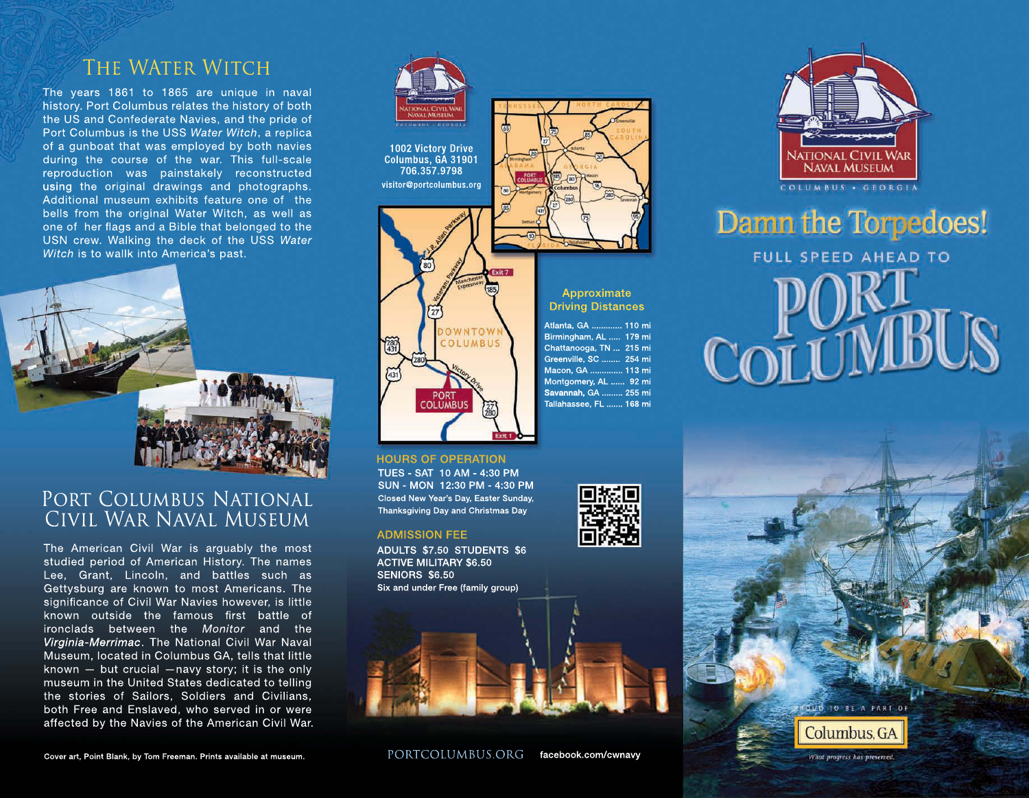# The Water Witch

The years 1861 to 1865 are unique in naval history. Port Columbus relates the history of both the US and Confederate Navies, and the pride of Port Columbus is the USS *Water Witch*, a replica of a gunboat that was employed by both navies during the course of the war. This full-scale reproduction was painstakely reconstructed using the original drawings and photographs. Additional museum exhibits feature one of the bells from the original Water Witch, as well as one of her flags and a Bible that belonged to the USN crew. Walking the deck of the USS *Water Witch* is to wallk into America's past.

# Port Columbus National Civil War Naval Museum

The American Civil War is arguably the most studied period of American History. The names Lee, Grant, Lincoln, and battles such as Gettysburg are known to most Americans. The significance of Civil War Navies however, is little known outside the famous first battle of ironclads between the *Monitor* and the ***Virginia-Merrimac***. The National Civil War Naval Museum, located in Columbus GA, tells that little known — but crucial —navy story; it is the only museum in the United States dedicated to telling the stories of Sailors, Soldiers and Civilians, both Free and Enslaved, who served in or were affected by the Navies of the American Civil War.

Cover art, Point Blank, by Tom Freeman. Prints available at museum.

National Civil War Naval Museum
Columbus • Georgia

**1002 Victory Drive**
**Columbus, GA 31901**
**706.357.9798**
**visitor@portcolumbus.org**

## Approximate Driving Distances

- Atlanta, GA ............ 110 mi
- Birmingham, AL ..... 179 mi
- Chattanooga, TN ... 215 mi
- Greenville, SC ........ 254 mi
- Macon, GA ............. 113 mi
- Montgomery, AL ...... 92 mi
- Savannah, GA ......... 255 mi
- Tallahassee, FL ....... 168 mi

## Hours of Operation

**TUES - SAT 10 AM - 4:30 PM**
**SUN - MON 12:30 PM - 4:30 PM**
Closed New Year's Day, Easter Sunday, Thanksgiving Day and Christmas Day

## Admission Fee

**ADULTS $7.50 STUDENTS $6**
**ACTIVE MILITARY $6.50**
**SENIORS $6.50**
Six and under Free (family group)

PORTCOLUMBUS.ORG **facebook.com/cwnavy**

National Civil War Naval Museum
Columbus • Georgia

# Damn the Torpedoes!

FULL SPEED AHEAD TO

# PORT COLUMBUS

Proud to be a part of
Columbus, GA
*What progress has preserved.*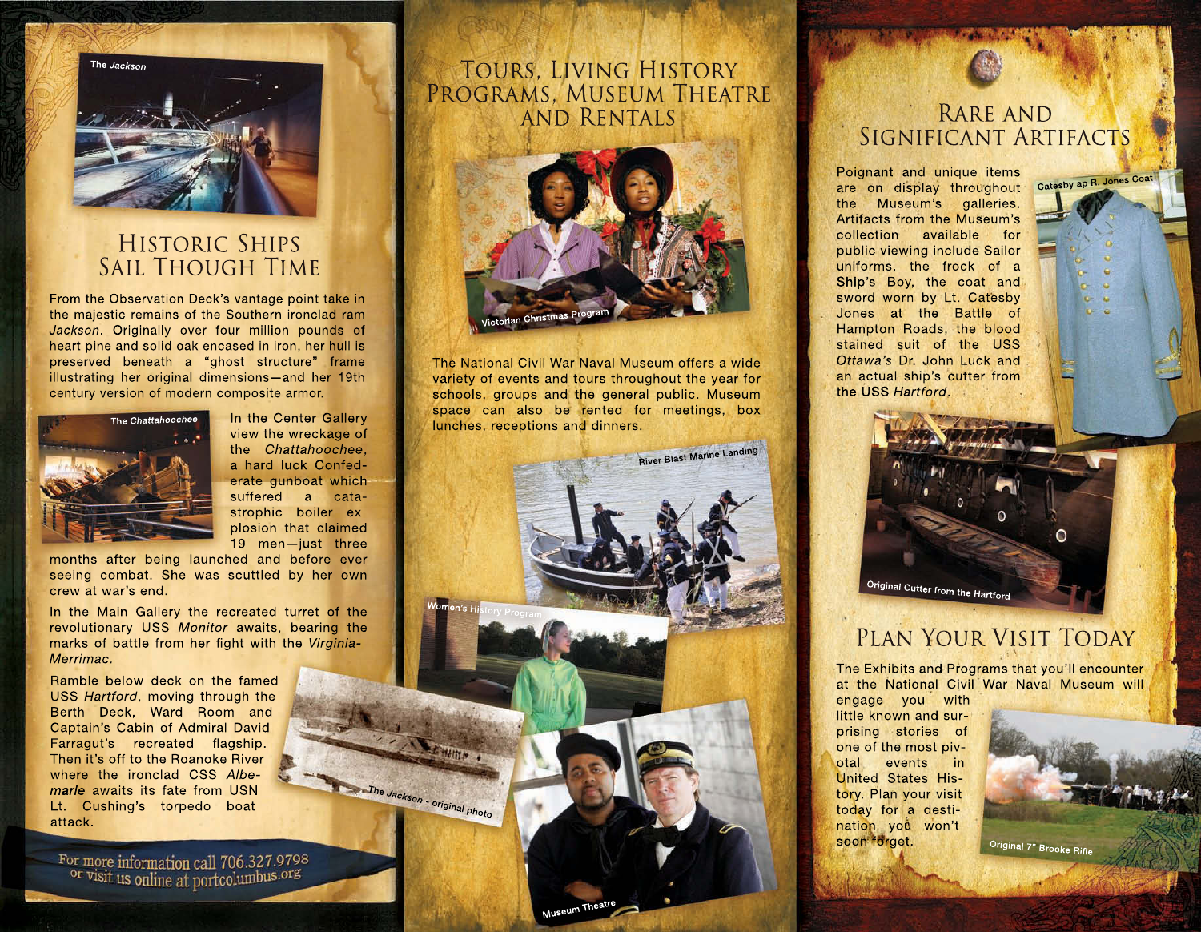The Jackson

# Historic Ships Sail Though Time

From the Observation Deck's vantage point take in the majestic remains of the Southern ironclad ram *Jackson*. Originally over four million pounds of heart pine and solid oak encased in iron, her hull is preserved beneath a "ghost structure" frame illustrating her original dimensions—and her 19th century version of modern composite armor.

The Chattahoochee

In the Center Gallery view the wreckage of the *Chattahoochee*, a hard luck Confederate gunboat which suffered a catastrophic boiler explosion that claimed 19 men—just three months after being launched and before ever seeing combat. She was scuttled by her own crew at war's end.

In the Main Gallery the recreated turret of the revolutionary USS *Monitor* awaits, bearing the marks of battle from her fight with the *Virginia-Merrimac*.

Ramble below deck on the famed USS *Hartford*, moving through the Berth Deck, Ward Room and Captain's Cabin of Admiral David Farragut's recreated flagship. Then it's off to the Roanoke River where the ironclad CSS ***Albemarle*** awaits its fate from USN Lt. Cushing's torpedo boat attack.

The Jackson - original photo

For more information call 706.327.9798 or visit us online at portcolumbus.org

# Tours, Living History Programs, Museum Theatre and Rentals

Victorian Christmas Program

The National Civil War Naval Museum offers a wide variety of events and tours throughout the year for schools, groups and the general public. Museum space can also be rented for meetings, box lunches, receptions and dinners.

River Blast Marine Landing

Women's History Program

Museum Theatre

# Rare and Significant Artifacts

Poignant and unique items are on display throughout the Museum's galleries. Artifacts from the Museum's collection available for public viewing include Sailor uniforms, the frock of a Ship's Boy, the coat and sword worn by Lt. Catesby Jones at the Battle of Hampton Roads, the blood stained suit of the USS *Ottawa's* Dr. John Luck and an actual ship's cutter from the USS *Hartford*.

Catesby ap R. Jones Coat

Original Cutter from the Hartford

# Plan Your Visit Today

The Exhibits and Programs that you'll encounter at the National Civil War Naval Museum will engage you with little known and surprising stories of one of the most pivotal events in United States History. Plan your visit today for a destination you won't soon forget.

Original 7" Brooke Rifle